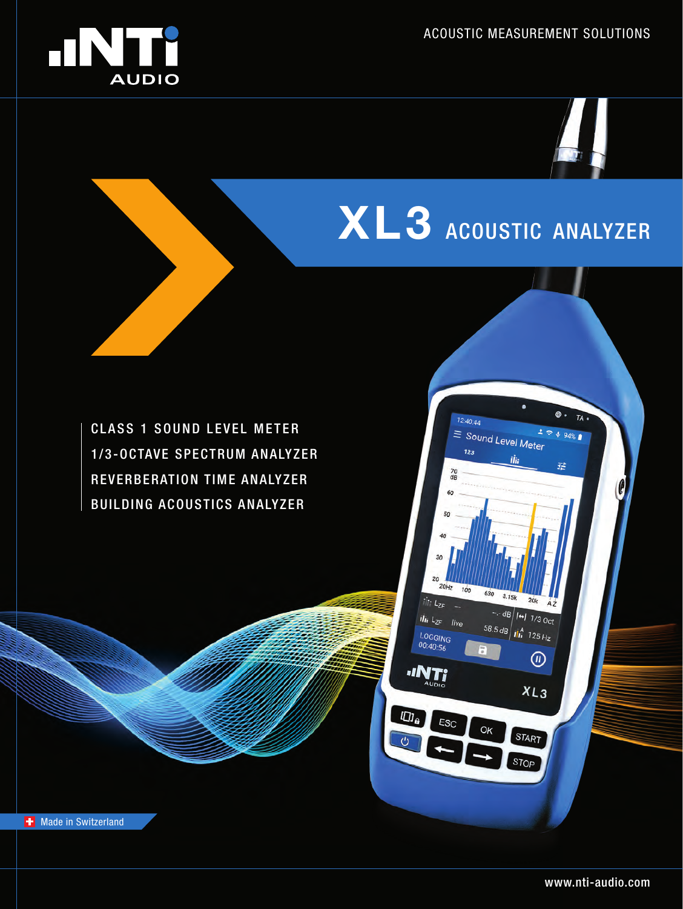ACOUSTIC MEASUREMENT SOLUTIONS

# XL3 ACOUSTIC ANALYZER

- CLASS 1 SOUND LEVEL METER
- 1/3-OCTAVE SPECTRUM ANALYZER
- REVERBERATION TIME ANALYZER
- BUILDING ACOUSTICS ANALYZER

Made in Switzerland

www.nti-audio.com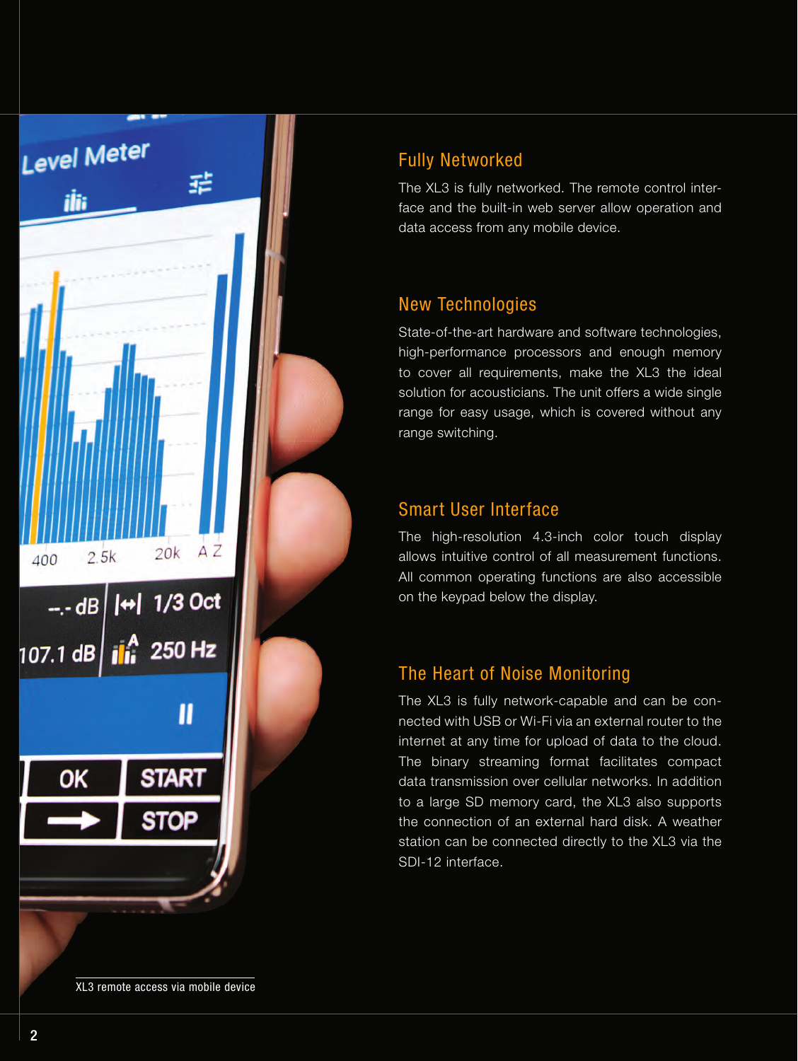## Fully Networked

The XL3 is fully networked. The remote control interface and the built-in web server allow operation and data access from any mobile device.

## New Technologies

State-of-the-art hardware and software technologies, high-performance processors and enough memory to cover all requirements, make the XL3 the ideal solution for acousticians. The unit offers a wide single range for easy usage, which is covered without any range switching.

## Smart User Interface

The high-resolution 4.3-inch color touch display allows intuitive control of all measurement functions. All common operating functions are also accessible on the keypad below the display.

## The Heart of Noise Monitoring

The XL3 is fully network-capable and can be connected with USB or Wi-Fi via an external router to the internet at any time for upload of data to the cloud. The binary streaming format facilitates compact data transmission over cellular networks. In addition to a large SD memory card, the XL3 also supports the connection of an external hard disk. A weather station can be connected directly to the XL3 via the SDI-12 interface.

XL3 remote access via mobile device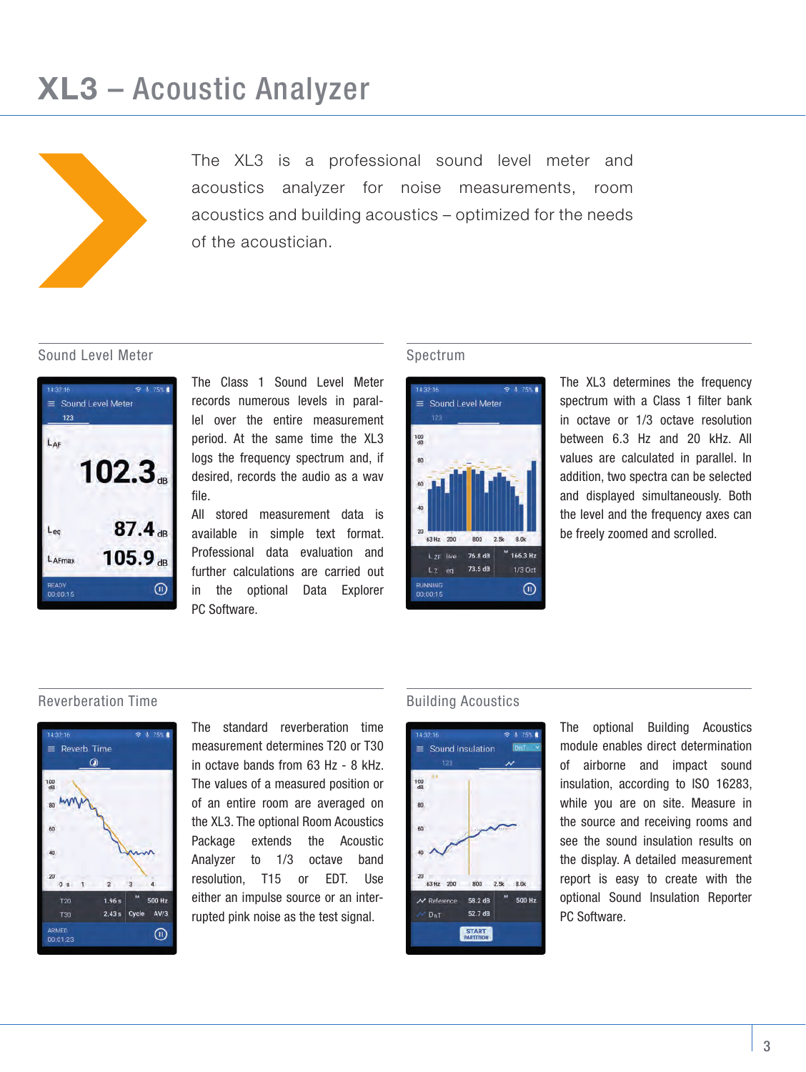# XL3 – Acoustic Analyzer

The XL3 is a professional sound level meter and acoustics analyzer for noise measurements, room acoustics and building acoustics – optimized for the needs of the acoustician.

## Sound Level Meter

The Class 1 Sound Level Meter records numerous levels in parallel over the entire measurement period. At the same time the XL3 logs the frequency spectrum and, if desired, records the audio as a wav file.

All stored measurement data is available in simple text format. Professional data evaluation and further calculations are carried out in the optional Data Explorer PC Software.

## Spectrum

The XL3 determines the frequency spectrum with a Class 1 filter bank in octave or 1/3 octave resolution between 6.3 Hz and 20 kHz. All values are calculated in parallel. In addition, two spectra can be selected and displayed simultaneously. Both the level and the frequency axes can be freely zoomed and scrolled.

## Reverberation Time

The standard reverberation time measurement determines T20 or T30 in octave bands from 63 Hz - 8 kHz. The values of a measured position or of an entire room are averaged on the XL3. The optional Room Acoustics Package extends the Acoustic Analyzer to 1/3 octave band resolution, T15 or EDT. Use either an impulse source or an interrupted pink noise as the test signal.

## Building Acoustics

The optional Building Acoustics module enables direct determination of airborne and impact sound insulation, according to ISO 16283, while you are on site. Measure in the source and receiving rooms and see the sound insulation results on the display. A detailed measurement report is easy to create with the optional Sound Insulation Reporter PC Software.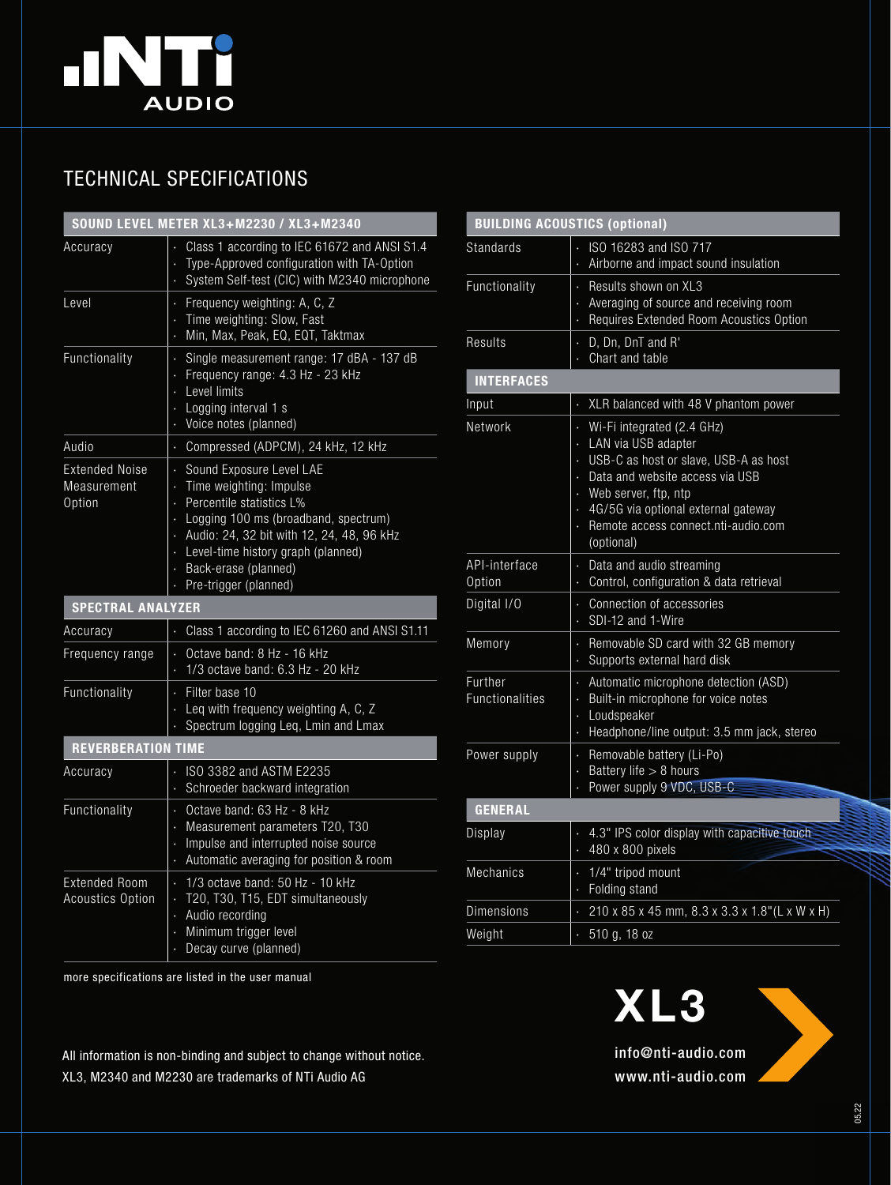## TECHNICAL SPECIFICATIONS

| SOUND LEVEL METER XL3+M2230 / XL3+M2340 | |
|---|---|
| Accuracy | · Class 1 according to IEC 61672 and ANSI S1.4<br>· Type-Approved configuration with TA-Option<br>· System Self-test (CIC) with M2340 microphone |
| Level | · Frequency weighting: A, C, Z<br>· Time weighting: Slow, Fast<br>· Min, Max, Peak, EQ, EQT, Taktmax |
| Functionality | · Single measurement range: 17 dBA - 137 dB<br>· Frequency range: 4.3 Hz - 23 kHz<br>· Level limits<br>· Logging interval 1 s<br>· Voice notes (planned) |
| Audio | · Compressed (ADPCM), 24 kHz, 12 kHz |
| Extended Noise Measurement Option | · Sound Exposure Level LAE<br>· Time weighting: Impulse<br>· Percentile statistics L%<br>· Logging 100 ms (broadband, spectrum)<br>· Audio: 24, 32 bit with 12, 24, 48, 96 kHz<br>· Level-time history graph (planned)<br>· Back-erase (planned)<br>· Pre-trigger (planned) |

| SPECTRAL ANALYZER | |
|---|---|
| Accuracy | · Class 1 according to IEC 61260 and ANSI S1.11 |
| Frequency range | · Octave band: 8 Hz - 16 kHz<br>· 1/3 octave band: 6.3 Hz - 20 kHz |
| Functionality | · Filter base 10<br>· Leq with frequency weighting A, C, Z<br>· Spectrum logging Leq, Lmin and Lmax |

| REVERBERATION TIME | |
|---|---|
| Accuracy | · ISO 3382 and ASTM E2235<br>· Schroeder backward integration |
| Functionality | · Octave band: 63 Hz - 8 kHz<br>· Measurement parameters T20, T30<br>· Impulse and interrupted noise source<br>· Automatic averaging for position & room |
| Extended Room Acoustics Option | · 1/3 octave band: 50 Hz - 10 kHz<br>· T20, T30, T15, EDT simultaneously<br>· Audio recording<br>· Minimum trigger level<br>· Decay curve (planned) |

more specifications are listed in the user manual

| BUILDING ACOUSTICS (optional) | |
|---|---|
| Standards | · ISO 16283 and ISO 717<br>· Airborne and impact sound insulation |
| Functionality | · Results shown on XL3<br>· Averaging of source and receiving room<br>· Requires Extended Room Acoustics Option |
| Results | · D, Dn, DnT and R'<br>· Chart and table |

| INTERFACES | |
|---|---|
| Input | · XLR balanced with 48 V phantom power |
| Network | · Wi-Fi integrated (2.4 GHz)<br>· LAN via USB adapter<br>· USB-C as host or slave, USB-A as host<br>· Data and website access via USB<br>· Web server, ftp, ntp<br>· 4G/5G via optional external gateway<br>· Remote access connect.nti-audio.com (optional) |
| API-interface Option | · Data and audio streaming<br>· Control, configuration & data retrieval |
| Digital I/O | · Connection of accessories<br>· SDI-12 and 1-Wire |
| Memory | · Removable SD card with 32 GB memory<br>· Supports external hard disk |
| Further Functionalities | · Automatic microphone detection (ASD)<br>· Built-in microphone for voice notes<br>· Loudspeaker<br>· Headphone/line output: 3.5 mm jack, stereo |
| Power supply | · Removable battery (Li-Po)<br>· Battery life > 8 hours<br>· Power supply 9 VDC, USB-C |

| GENERAL | |
|---|---|
| Display | · 4.3" IPS color display with capacitive touch<br>· 480 x 800 pixels |
| Mechanics | · 1/4" tripod mount<br>· Folding stand |
| Dimensions | · 210 x 85 x 45 mm, 8.3 x 3.3 x 1.8"(L x W x H) |
| Weight | · 510 g, 18 oz |

All information is non-binding and subject to change without notice.
XL3, M2340 and M2230 are trademarks of NTi Audio AG

**XL3**

info@nti-audio.com
www.nti-audio.com

05.22